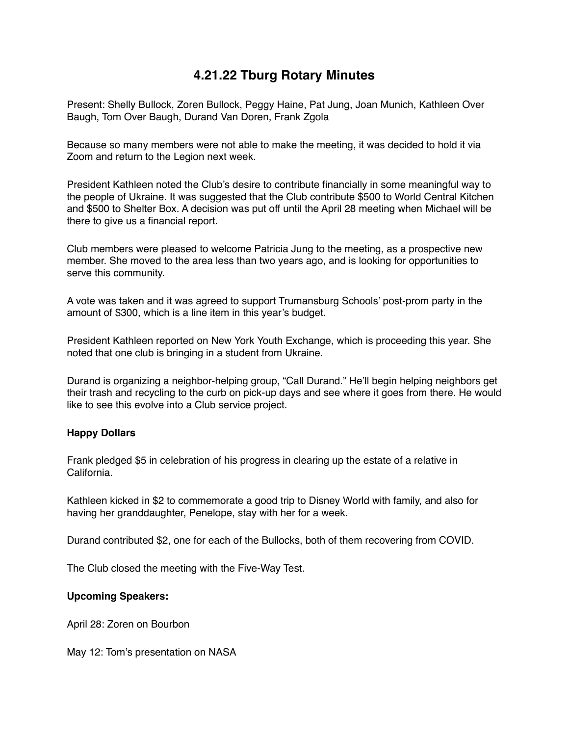# 4.21.22 Tburg Rotary Minutes

Present: Shelly Bullock, Zoren Bullock, Peggy Haine, Pat Jung, Joan Munich, Kathleen Over Baugh, Tom Over Baugh, Durand Van Doren, Frank Zgola

Because so many members were not able to make the meeting, it was decided to hold it via Zoom and return to the Legion next week.

President Kathleen noted the Club's desire to contribute financially in some meaningful way to the people of Ukraine. It was suggested that the Club contribute $500 to World Central Kitchen and $500 to Shelter Box. A decision was put off until the April 28 meeting when Michael will be there to give us a financial report.

Club members were pleased to welcome Patricia Jung to the meeting, as a prospective new member. She moved to the area less than two years ago, and is looking for opportunities to serve this community.

A vote was taken and it was agreed to support Trumansburg Schools' post-prom party in the amount of $300, which is a line item in this year's budget.

President Kathleen reported on New York Youth Exchange, which is proceeding this year. She noted that one club is bringing in a student from Ukraine.

Durand is organizing a neighbor-helping group, "Call Durand." He'll begin helping neighbors get their trash and recycling to the curb on pick-up days and see where it goes from there. He would like to see this evolve into a Club service project.

**Happy Dollars**

Frank pledged $5 in celebration of his progress in clearing up the estate of a relative in California.

Kathleen kicked in $2 to commemorate a good trip to Disney World with family, and also for having her granddaughter, Penelope, stay with her for a week.

Durand contributed $2, one for each of the Bullocks, both of them recovering from COVID.

The Club closed the meeting with the Five-Way Test.

**Upcoming Speakers:**

April 28: Zoren on Bourbon

May 12: Tom's presentation on NASA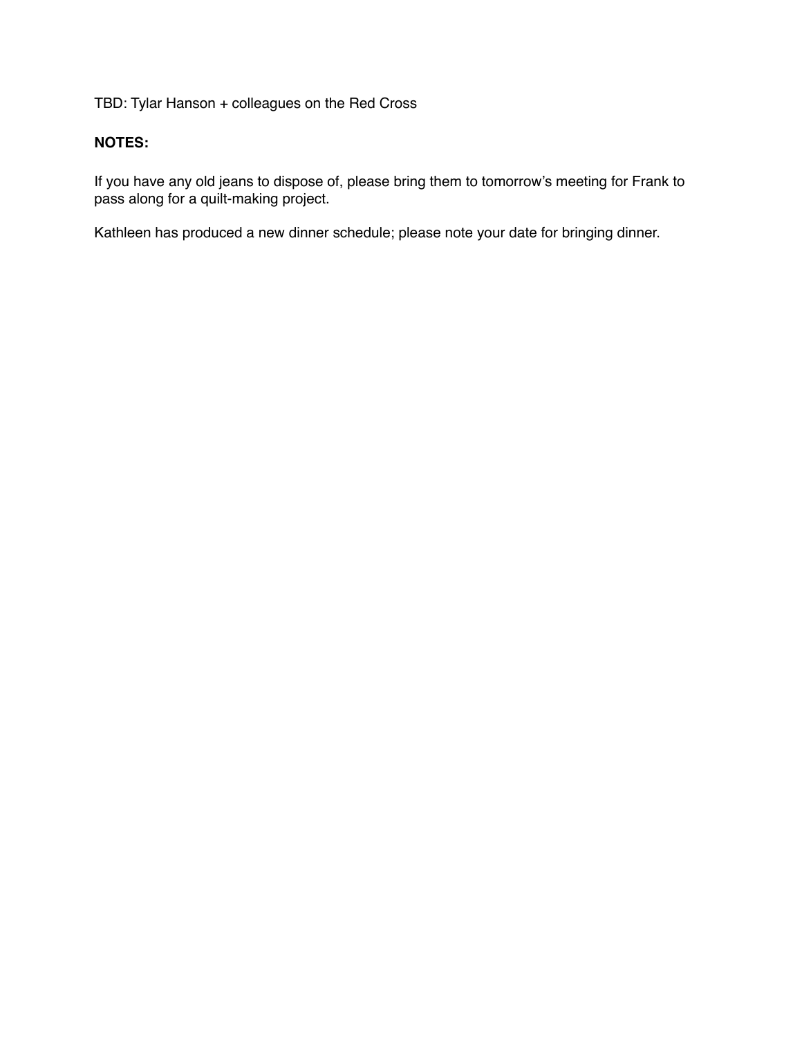TBD: Tylar Hanson + colleagues on the Red Cross

**NOTES:**

If you have any old jeans to dispose of, please bring them to tomorrow's meeting for Frank to pass along for a quilt-making project.

Kathleen has produced a new dinner schedule; please note your date for bringing dinner.